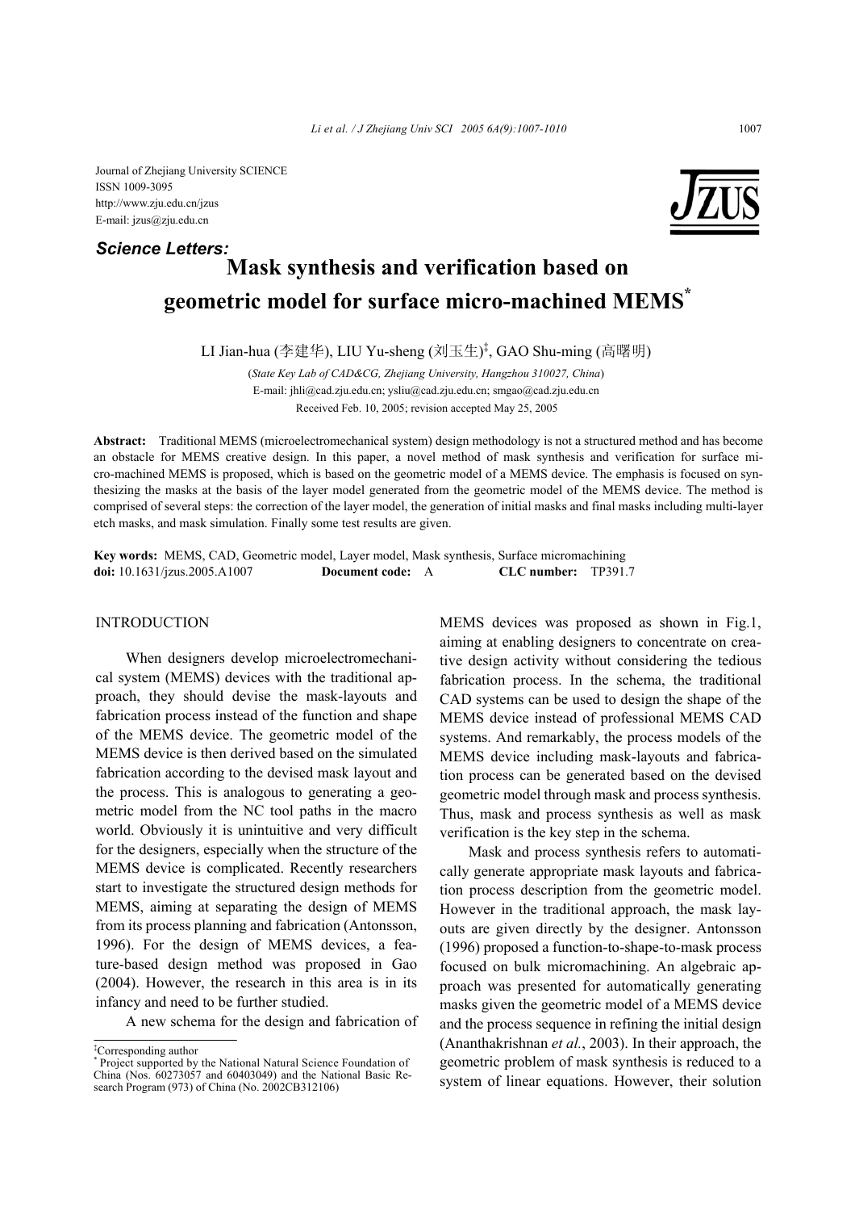Journal of Zhejiang University SCIENCE
ISSN 1009-3095
http://www.zju.edu.cn/jzus
E-mail: jzus@zju.edu.cn

***Science Letters:***

# Mask synthesis and verification based on geometric model for surface micro-machined MEMS*

LI Jian-hua (李建华), LIU Yu-sheng (刘玉生)‡, GAO Shu-ming (高曙明)

(*State Key Lab of CAD&CG, Zhejiang University, Hangzhou 310027, China*)
E-mail: jhli@cad.zju.edu.cn; ysliu@cad.zju.edu.cn; smgao@cad.zju.edu.cn
Received Feb. 10, 2005; revision accepted May 25, 2005

**Abstract:** Traditional MEMS (microelectromechanical system) design methodology is not a structured method and has become an obstacle for MEMS creative design. In this paper, a novel method of mask synthesis and verification for surface micro-machined MEMS is proposed, which is based on the geometric model of a MEMS device. The emphasis is focused on synthesizing the masks at the basis of the layer model generated from the geometric model of the MEMS device. The method is comprised of several steps: the correction of the layer model, the generation of initial masks and final masks including multi-layer etch masks, and mask simulation. Finally some test results are given.

**Key words:** MEMS, CAD, Geometric model, Layer model, Mask synthesis, Surface micromachining
**doi:** 10.1631/jzus.2005.A1007 **Document code:** A **CLC number:** TP391.7

## INTRODUCTION

When designers develop microelectromechanical system (MEMS) devices with the traditional approach, they should devise the mask-layouts and fabrication process instead of the function and shape of the MEMS device. The geometric model of the MEMS device is then derived based on the simulated fabrication according to the devised mask layout and the process. This is analogous to generating a geometric model from the NC tool paths in the macro world. Obviously it is unintuitive and very difficult for the designers, especially when the structure of the MEMS device is complicated. Recently researchers start to investigate the structured design methods for MEMS, aiming at separating the design of MEMS from its process planning and fabrication (Antonsson, 1996). For the design of MEMS devices, a feature-based design method was proposed in Gao (2004). However, the research in this area is in its infancy and need to be further studied.

A new schema for the design and fabrication of MEMS devices was proposed as shown in Fig.1, aiming at enabling designers to concentrate on creative design activity without considering the tedious fabrication process. In the schema, the traditional CAD systems can be used to design the shape of the MEMS device instead of professional MEMS CAD systems. And remarkably, the process models of the MEMS device including mask-layouts and fabrication process can be generated based on the devised geometric model through mask and process synthesis. Thus, mask and process synthesis as well as mask verification is the key step in the schema.

Mask and process synthesis refers to automatically generate appropriate mask layouts and fabrication process description from the geometric model. However in the traditional approach, the mask layouts are given directly by the designer. Antonsson (1996) proposed a function-to-shape-to-mask process focused on bulk micromachining. An algebraic approach was presented for automatically generating masks given the geometric model of a MEMS device and the process sequence in refining the initial design (Ananthakrishnan *et al.*, 2003). In their approach, the geometric problem of mask synthesis is reduced to a system of linear equations. However, their solution

‡Corresponding author
\* Project supported by the National Natural Science Foundation of China (Nos. 60273057 and 60403049) and the National Basic Research Program (973) of China (No. 2002CB312106)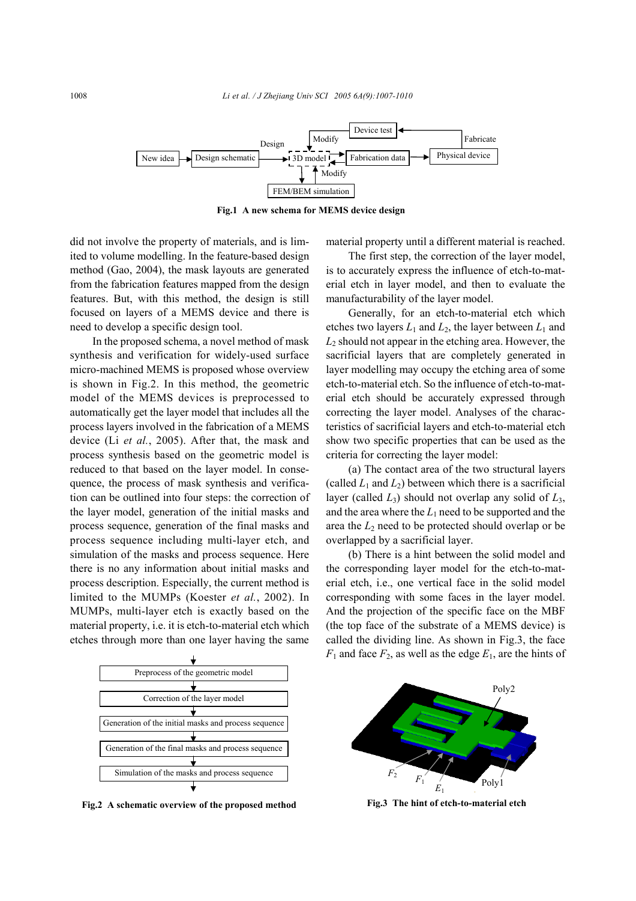Fig.1 A new schema for MEMS device design

did not involve the property of materials, and is limited to volume modelling. In the feature-based design method (Gao, 2004), the mask layouts are generated from the fabrication features mapped from the design features. But, with this method, the design is still focused on layers of a MEMS device and there is need to develop a specific design tool.

In the proposed schema, a novel method of mask synthesis and verification for widely-used surface micro-machined MEMS is proposed whose overview is shown in Fig.2. In this method, the geometric model of the MEMS devices is preprocessed to automatically get the layer model that includes all the process layers involved in the fabrication of a MEMS device (Li *et al.*, 2005). After that, the mask and process synthesis based on the geometric model is reduced to that based on the layer model. In consequence, the process of mask synthesis and verification can be outlined into four steps: the correction of the layer model, generation of the initial masks and process sequence, generation of the final masks and process sequence including multi-layer etch, and simulation of the masks and process sequence. Here there is no any information about initial masks and process description. Especially, the current method is limited to the MUMPs (Koester *et al.*, 2002). In MUMPs, multi-layer etch is exactly based on the material property, i.e. it is etch-to-material etch which etches through more than one layer having the same material property until a different material is reached.

Fig.2 A schematic overview of the proposed method

The first step, the correction of the layer model, is to accurately express the influence of etch-to-material etch in layer model, and then to evaluate the manufacturability of the layer model.

Generally, for an etch-to-material etch which etches two layers $L_1$ and $L_2$, the layer between $L_1$ and $L_2$ should not appear in the etching area. However, the sacrificial layers that are completely generated in layer modelling may occupy the etching area of some etch-to-material etch. So the influence of etch-to-material etch should be accurately expressed through correcting the layer model. Analyses of the characteristics of sacrificial layers and etch-to-material etch show two specific properties that can be used as the criteria for correcting the layer model:

(a) The contact area of the two structural layers (called $L_1$ and $L_2$) between which there is a sacrificial layer (called $L_3$) should not overlap any solid of $L_3$, and the area where the $L_1$ need to be supported and the area the $L_2$ need to be protected should overlap or be overlapped by a sacrificial layer.

(b) There is a hint between the solid model and the corresponding layer model for the etch-to-material etch, i.e., one vertical face in the solid model corresponding with some faces in the layer model. And the projection of the specific face on the MBF (the top face of the substrate of a MEMS device) is called the dividing line. As shown in Fig.3, the face $F_1$ and face $F_2$, as well as the edge $E_1$, are the hints of

Fig.3 The hint of etch-to-material etch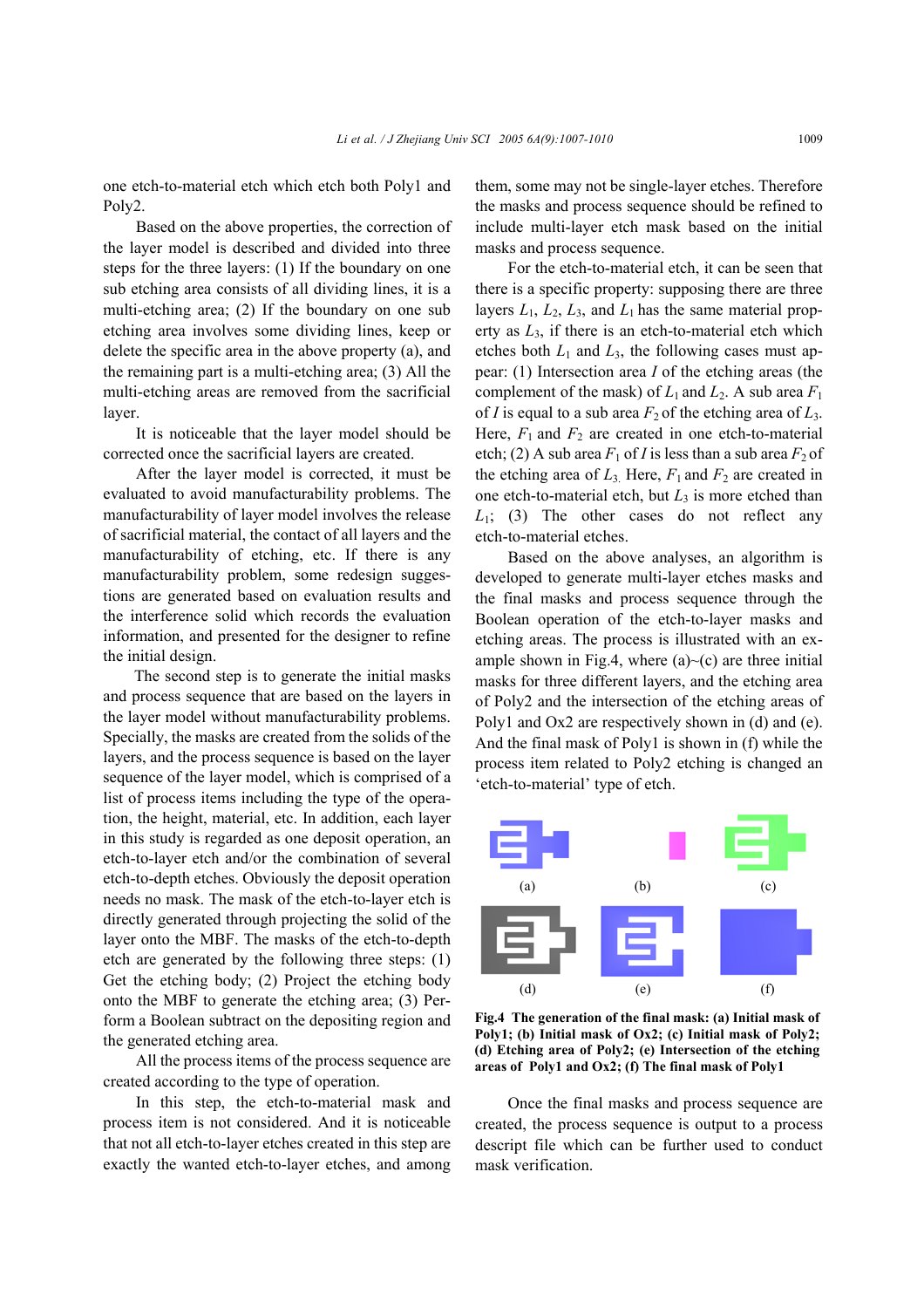one etch-to-material etch which etch both Poly1 and Poly2.

Based on the above properties, the correction of the layer model is described and divided into three steps for the three layers: (1) If the boundary on one sub etching area consists of all dividing lines, it is a multi-etching area; (2) If the boundary on one sub etching area involves some dividing lines, keep or delete the specific area in the above property (a), and the remaining part is a multi-etching area; (3) All the multi-etching areas are removed from the sacrificial layer.

It is noticeable that the layer model should be corrected once the sacrificial layers are created.

After the layer model is corrected, it must be evaluated to avoid manufacturability problems. The manufacturability of layer model involves the release of sacrificial material, the contact of all layers and the manufacturability of etching, etc. If there is any manufacturability problem, some redesign suggestions are generated based on evaluation results and the interference solid which records the evaluation information, and presented for the designer to refine the initial design.

The second step is to generate the initial masks and process sequence that are based on the layers in the layer model without manufacturability problems. Specially, the masks are created from the solids of the layers, and the process sequence is based on the layer sequence of the layer model, which is comprised of a list of process items including the type of the operation, the height, material, etc. In addition, each layer in this study is regarded as one deposit operation, an etch-to-layer etch and/or the combination of several etch-to-depth etches. Obviously the deposit operation needs no mask. The mask of the etch-to-layer etch is directly generated through projecting the solid of the layer onto the MBF. The masks of the etch-to-depth etch are generated by the following three steps: (1) Get the etching body; (2) Project the etching body onto the MBF to generate the etching area; (3) Perform a Boolean subtract on the depositing region and the generated etching area.

All the process items of the process sequence are created according to the type of operation.

In this step, the etch-to-material mask and process item is not considered. And it is noticeable that not all etch-to-layer etches created in this step are exactly the wanted etch-to-layer etches, and among them, some may not be single-layer etches. Therefore the masks and process sequence should be refined to include multi-layer etch mask based on the initial masks and process sequence.

For the etch-to-material etch, it can be seen that there is a specific property: supposing there are three layers $L_1$, $L_2$, $L_3$, and $L_1$ has the same material property as $L_3$, if there is an etch-to-material etch which etches both $L_1$ and $L_3$, the following cases must appear: (1) Intersection area $I$ of the etching areas (the complement of the mask) of $L_1$ and $L_2$. A sub area $F_1$ of $I$ is equal to a sub area $F_2$ of the etching area of $L_3$. Here, $F_1$ and $F_2$ are created in one etch-to-material etch; (2) A sub area $F_1$ of $I$ is less than a sub area $F_2$ of the etching area of $L_3$. Here, $F_1$ and $F_2$ are created in one etch-to-material etch, but $L_3$ is more etched than $L_1$; (3) The other cases do not reflect any etch-to-material etches.

Based on the above analyses, an algorithm is developed to generate multi-layer etches masks and the final masks and process sequence through the Boolean operation of the etch-to-layer masks and etching areas. The process is illustrated with an example shown in Fig.4, where (a)~(c) are three initial masks for three different layers, and the etching area of Poly2 and the intersection of the etching areas of Poly1 and Ox2 are respectively shown in (d) and (e). And the final mask of Poly1 is shown in (f) while the process item related to Poly2 etching is changed an 'etch-to-material' type of etch.

(a) (b) (c)

(d) (e) (f)

**Fig.4 The generation of the final mask: (a) Initial mask of Poly1; (b) Initial mask of Ox2; (c) Initial mask of Poly2; (d) Etching area of Poly2; (e) Intersection of the etching areas of Poly1 and Ox2; (f) The final mask of Poly1**

Once the final masks and process sequence are created, the process sequence is output to a process descript file which can be further used to conduct mask verification.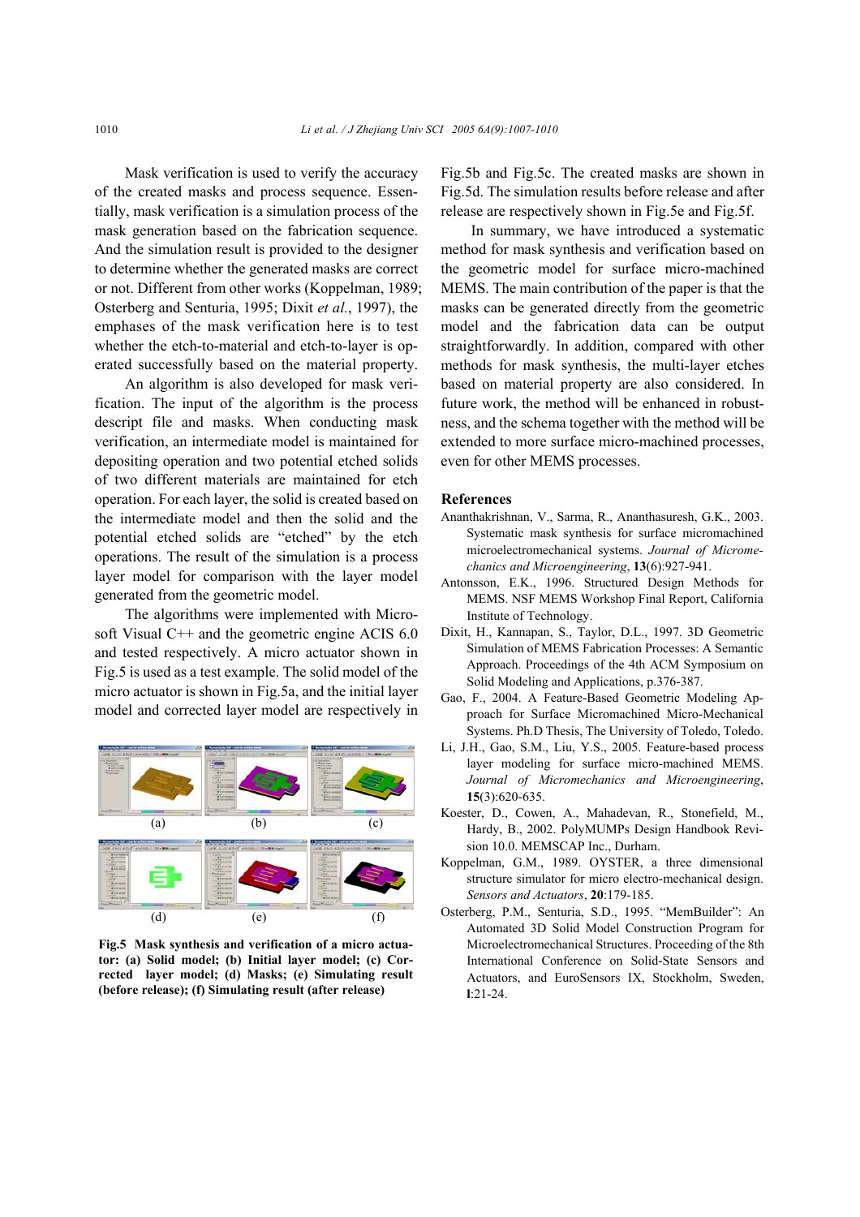Mask verification is used to verify the accuracy of the created masks and process sequence. Essentially, mask verification is a simulation process of the mask generation based on the fabrication sequence. And the simulation result is provided to the designer to determine whether the generated masks are correct or not. Different from other works (Koppelman, 1989; Osterberg and Senturia, 1995; Dixit *et al.*, 1997), the emphases of the mask verification here is to test whether the etch-to-material and etch-to-layer is operated successfully based on the material property.

An algorithm is also developed for mask verification. The input of the algorithm is the process descript file and masks. When conducting mask verification, an intermediate model is maintained for depositing operation and two potential etched solids of two different materials are maintained for etch operation. For each layer, the solid is created based on the intermediate model and then the solid and the potential etched solids are "etched" by the etch operations. The result of the simulation is a process layer model for comparison with the layer model generated from the geometric model.

The algorithms were implemented with Microsoft Visual C++ and the geometric engine ACIS 6.0 and tested respectively. A micro actuator shown in Fig.5 is used as a test example. The solid model of the micro actuator is shown in Fig.5a, and the initial layer model and corrected layer model are respectively in Fig.5b and Fig.5c. The created masks are shown in Fig.5d. The simulation results before release and after release are respectively shown in Fig.5e and Fig.5f.

(a) (b) (c)

(d) (e) (f)

**Fig.5 Mask synthesis and verification of a micro actuator: (a) Solid model; (b) Initial layer model; (c) Corrected layer model; (d) Masks; (e) Simulating result (before release); (f) Simulating result (after release)**

In summary, we have introduced a systematic method for mask synthesis and verification based on the geometric model for surface micro-machined MEMS. The main contribution of the paper is that the masks can be generated directly from the geometric model and the fabrication data can be output straightforwardly. In addition, compared with other methods for mask synthesis, the multi-layer etches based on material property are also considered. In future work, the method will be enhanced in robustness, and the schema together with the method will be extended to more surface micro-machined processes, even for other MEMS processes.

## References

Ananthakrishnan, V., Sarma, R., Ananthasuresh, G.K., 2003. Systematic mask synthesis for surface micromachined microelectromechanical systems. *Journal of Micromechanics and Microengineering*, **13**(6):927-941.

Antonsson, E.K., 1996. Structured Design Methods for MEMS. NSF MEMS Workshop Final Report, California Institute of Technology.

Dixit, H., Kannapan, S., Taylor, D.L., 1997. 3D Geometric Simulation of MEMS Fabrication Processes: A Semantic Approach. Proceedings of the 4th ACM Symposium on Solid Modeling and Applications, p.376-387.

Gao, F., 2004. A Feature-Based Geometric Modeling Approach for Surface Micromachined Micro-Mechanical Systems. Ph.D Thesis, The University of Toledo, Toledo.

Li, J.H., Gao, S.M., Liu, Y.S., 2005. Feature-based process layer modeling for surface micro-machined MEMS. *Journal of Micromechanics and Microengineering*, **15**(3):620-635.

Koester, D., Cowen, A., Mahadevan, R., Stonefield, M., Hardy, B., 2002. PolyMUMPs Design Handbook Revision 10.0. MEMSCAP Inc., Durham.

Koppelman, G.M., 1989. OYSTER, a three dimensional structure simulator for micro electro-mechanical design. *Sensors and Actuators*, **20**:179-185.

Osterberg, P.M., Senturia, S.D., 1995. "MemBuilder": An Automated 3D Solid Model Construction Program for Microelectromechanical Structures. Proceeding of the 8th International Conference on Solid-State Sensors and Actuators, and EuroSensors IX, Stockholm, Sweden, **I**:21-24.